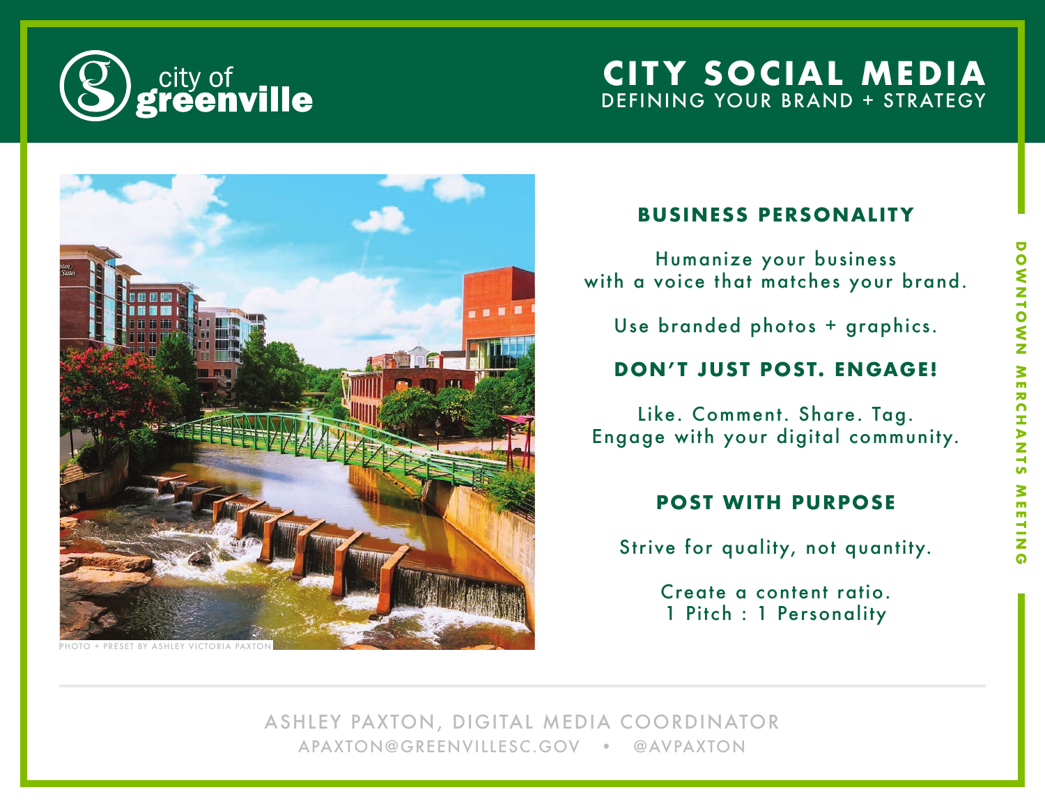city of greenville

# CITY SOCIAL MEDIA

## DEFINING YOUR BRAND + STRATEGY

PHOTO + PRESET BY ASHLEY VICTORIA PAXTON

### BUSINESS PERSONALITY

Humanize your business
with a voice that matches your brand.

Use branded photos + graphics.

### DON'T JUST POST. ENGAGE!

Like. Comment. Share. Tag.
Engage with your digital community.

### POST WITH PURPOSE

Strive for quality, not quantity.

Create a content ratio.
1 Pitch : 1 Personality

DOWNTOWN MERCHANTS MEETING

---

ASHLEY PAXTON, DIGITAL MEDIA COORDINATOR
APAXTON@GREENVILLESC.GOV • @AVPAXTON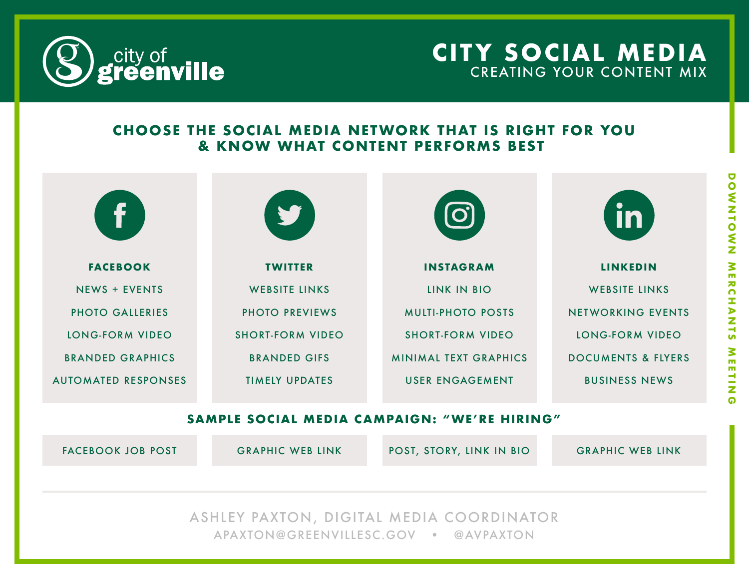city of greenville

# CITY SOCIAL MEDIA

## CREATING YOUR CONTENT MIX

### CHOOSE THE SOCIAL MEDIA NETWORK THAT IS RIGHT FOR YOU & KNOW WHAT CONTENT PERFORMS BEST

| FACEBOOK | TWITTER | INSTAGRAM | LINKEDIN |
| --- | --- | --- | --- |
| NEWS + EVENTS | WEBSITE LINKS | LINK IN BIO | WEBSITE LINKS |
| PHOTO GALLERIES | PHOTO PREVIEWS | MULTI-PHOTO POSTS | NETWORKING EVENTS |
| LONG-FORM VIDEO | SHORT-FORM VIDEO | SHORT-FORM VIDEO | LONG-FORM VIDEO |
| BRANDED GRAPHICS | BRANDED GIFS | MINIMAL TEXT GRAPHICS | DOCUMENTS & FLYERS |
| AUTOMATED RESPONSES | TIMELY UPDATES | USER ENGAGEMENT | BUSINESS NEWS |

### SAMPLE SOCIAL MEDIA CAMPAIGN: "WE'RE HIRING"

| FACEBOOK JOB POST | GRAPHIC WEB LINK | POST, STORY, LINK IN BIO | GRAPHIC WEB LINK |
| --- | --- | --- | --- |

ASHLEY PAXTON, DIGITAL MEDIA COORDINATOR
APAXTON@GREENVILLESC.GOV • @AVPAXTON

DOWNTOWN MERCHANTS MEETING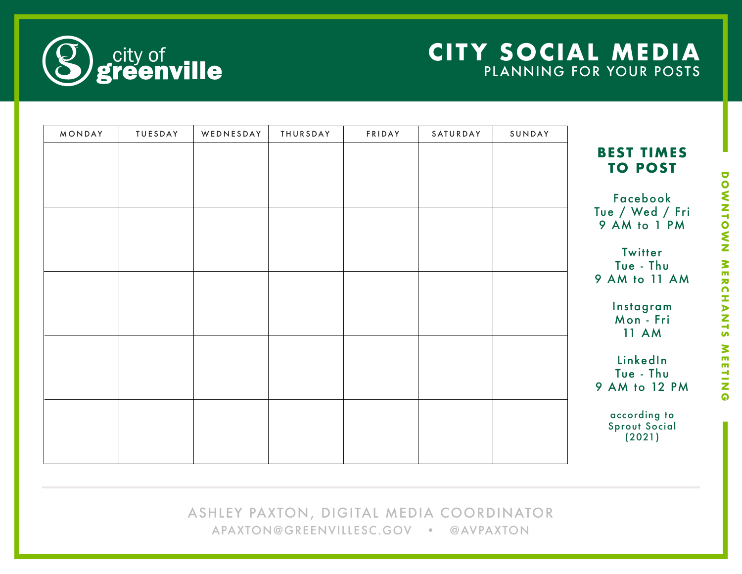city of greenville

# CITY SOCIAL MEDIA

PLANNING FOR YOUR POSTS

| MONDAY | TUESDAY | WEDNESDAY | THURSDAY | FRIDAY | SATURDAY | SUNDAY |
|---|---|---|---|---|---|---|
| | | | | | | |
| | | | | | | |
| | | | | | | |
| | | | | | | |
| | | | | | | |

## BEST TIMES TO POST

Facebook
Tue / Wed / Fri
9 AM to 1 PM

Twitter
Tue - Thu
9 AM to 11 AM

Instagram
Mon - Fri
11 AM

LinkedIn
Tue - Thu
9 AM to 12 PM

according to Sprout Social (2021)

DOWNTOWN MERCHANTS MEETING

ASHLEY PAXTON, DIGITAL MEDIA COORDINATOR
APAXTON@GREENVILLESC.GOV • @AVPAXTON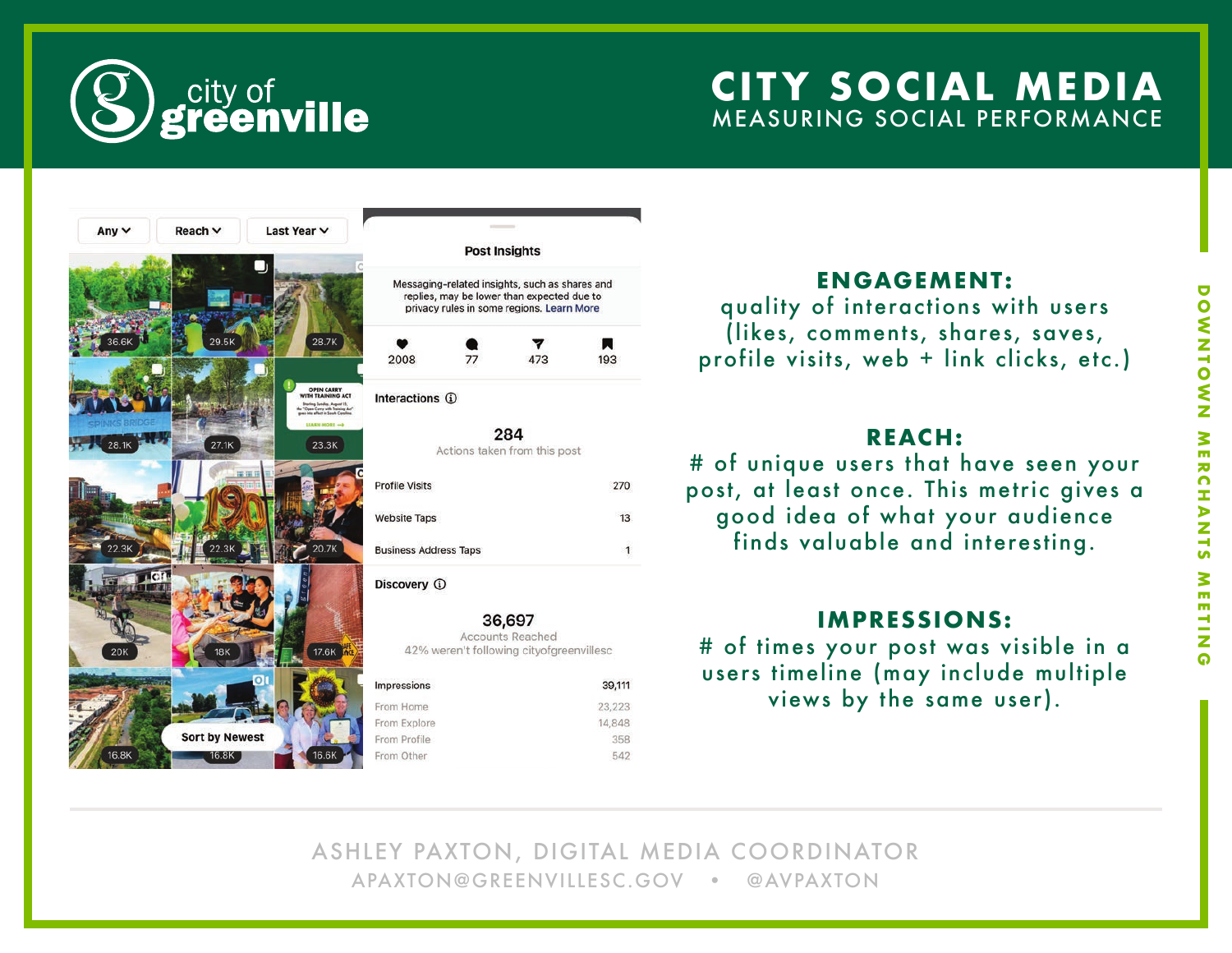# CITY SOCIAL MEDIA

## MEASURING SOCIAL PERFORMANCE

Any | Reach | Last Year

36.6K · 29.5K · 28.7K · 28.1K · 27.1K · 23.3K · 22.3K · 22.3K · 20.7K · 20K · 18K · 17.6K · 16.8K · 16.8K · 16.6K

Sort by Newest

**Post Insights**

Messaging-related insights, such as shares and replies, may be lower than expected due to privacy rules in some regions. Learn More

2008 · 77 · 473 · 193

**Interactions**

284
Actions taken from this post

| | |
|---|---|
| Profile Visits | 270 |
| Website Taps | 13 |
| Business Address Taps | 1 |

**Discovery**

36,697
Accounts Reached
42% weren't following cityofgreenvillesc

| | |
|---|---|
| Impressions | 39,111 |
| From Home | 23,223 |
| From Explore | 14,848 |
| From Profile | 358 |
| From Other | 542 |

### ENGAGEMENT:

quality of interactions with users (likes, comments, shares, saves, profile visits, web + link clicks, etc.)

### REACH:

# of unique users that have seen your post, at least once. This metric gives a good idea of what your audience finds valuable and interesting.

### IMPRESSIONS:

# of times your post was visible in a users timeline (may include multiple views by the same user).

DOWNTOWN MERCHANTS MEETING

ASHLEY PAXTON, DIGITAL MEDIA COORDINATOR
APAXTON@GREENVILLESC.GOV • @AVPAXTON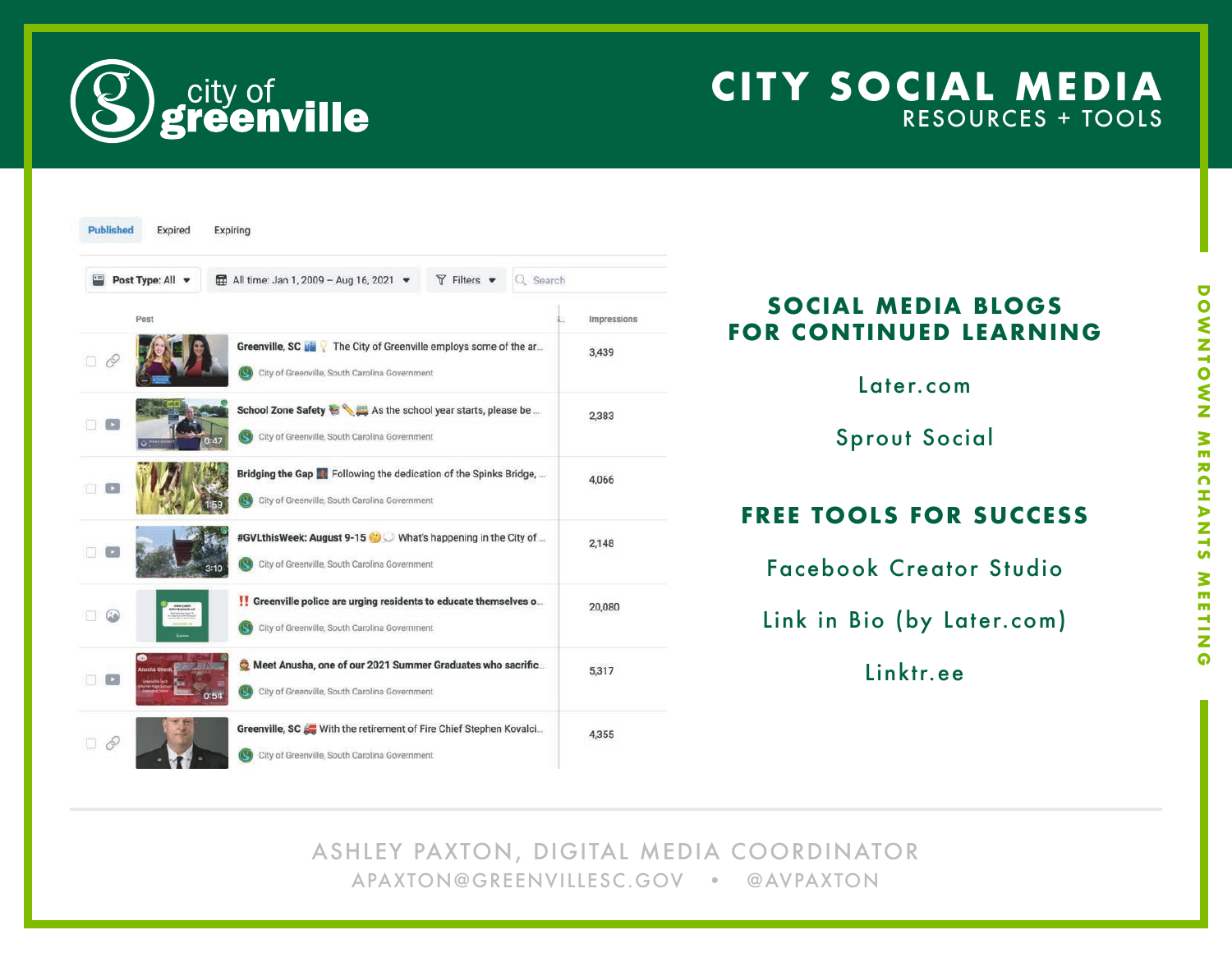# CITY SOCIAL MEDIA

RESOURCES + TOOLS

| | Post | Impressions |
|---|---|---|
| | Greenville, SC 🏙️ 💡 The City of Greenville employs some of the ar... — City of Greenville, South Carolina Government | 3,439 |
| | School Zone Safety 📚✏️🚌 As the school year starts, please be ... — City of Greenville, South Carolina Government | 2,383 |
| | Bridging the Gap 🌉 Following the dedication of the Spinks Bridge, ... — City of Greenville, South Carolina Government | 4,066 |
| | #GVLthisWeek: August 9-15 🤔💭 What's happening in the City of ... — City of Greenville, South Carolina Government | 2,148 |
| | ‼️ Greenville police are urging residents to educate themselves o... — City of Greenville, South Carolina Government | 20,080 |
| | 👩‍🎓 Meet Anusha, one of our 2021 Summer Graduates who sacrific... — City of Greenville, South Carolina Government | 5,317 |
| | Greenville, SC 🚒 With the retirement of Fire Chief Stephen Kovalci... — City of Greenville, South Carolina Government | 4,355 |

## SOCIAL MEDIA BLOGS FOR CONTINUED LEARNING

Later.com

Sprout Social

## FREE TOOLS FOR SUCCESS

Facebook Creator Studio

Link in Bio (by Later.com)

Linktr.ee

ASHLEY PAXTON, DIGITAL MEDIA COORDINATOR

APAXTON@GREENVILLESC.GOV • @AVPAXTON